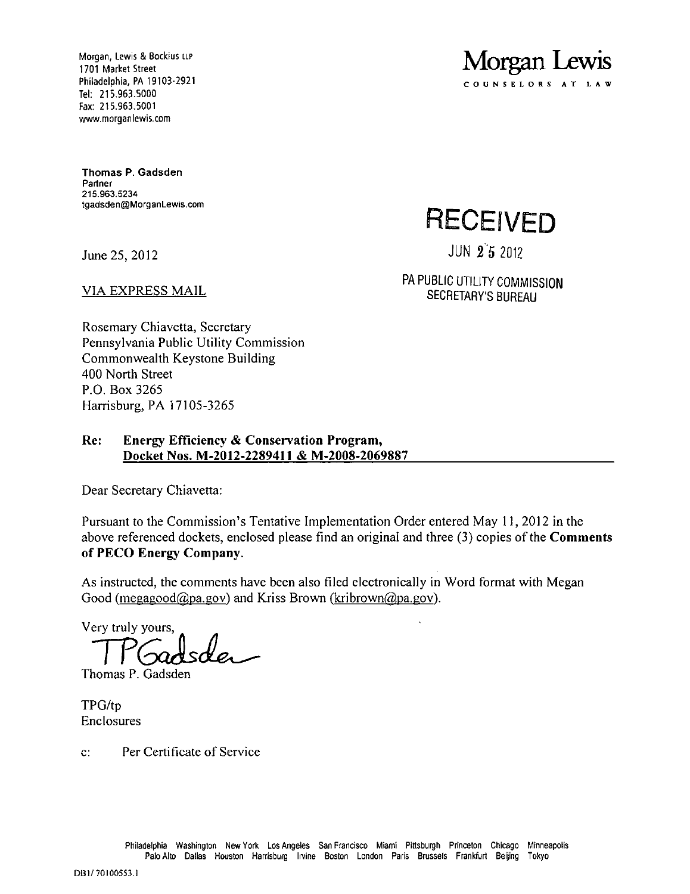Morgan, Lewis & Bockius LLP
1701 Market Street
Philadelphia, PA 19103-2921
Tel: 215.963.5000
Fax: 215.963.5001
www.morganlewis.com

**Morgan Lewis**
COUNSELORS AT LAW

**Thomas P. Gadsden**
Partner
215.963.5234
tgadsden@MorganLewis.com

**RECEIVED**

JUN 25 2012

PA PUBLIC UTILITY COMMISSION
SECRETARY'S BUREAU

June 25, 2012

VIA EXPRESS MAIL

Rosemary Chiavetta, Secretary
Pennsylvania Public Utility Commission
Commonwealth Keystone Building
400 North Street
P.O. Box 3265
Harrisburg, PA 17105-3265

**Re: Energy Efficiency & Conservation Program, Docket Nos. M-2012-2289411 & M-2008-2069887**

Dear Secretary Chiavetta:

Pursuant to the Commission's Tentative Implementation Order entered May 11, 2012 in the above referenced dockets, enclosed please find an original and three (3) copies of the **Comments of PECO Energy Company**.

As instructed, the comments have been also filed electronically in Word format with Megan Good (megagood@pa.gov) and Kriss Brown (kribrown@pa.gov).

Very truly yours,

TPGadsden

Thomas P. Gadsden

TPG/tp
Enclosures

c: Per Certificate of Service

Philadelphia Washington New York Los Angeles San Francisco Miami Pittsburgh Princeton Chicago Minneapolis Palo Alto Dallas Houston Harrisburg Irvine Boston London Paris Brussels Frankfurt Beijing Tokyo

DB1/70100553.1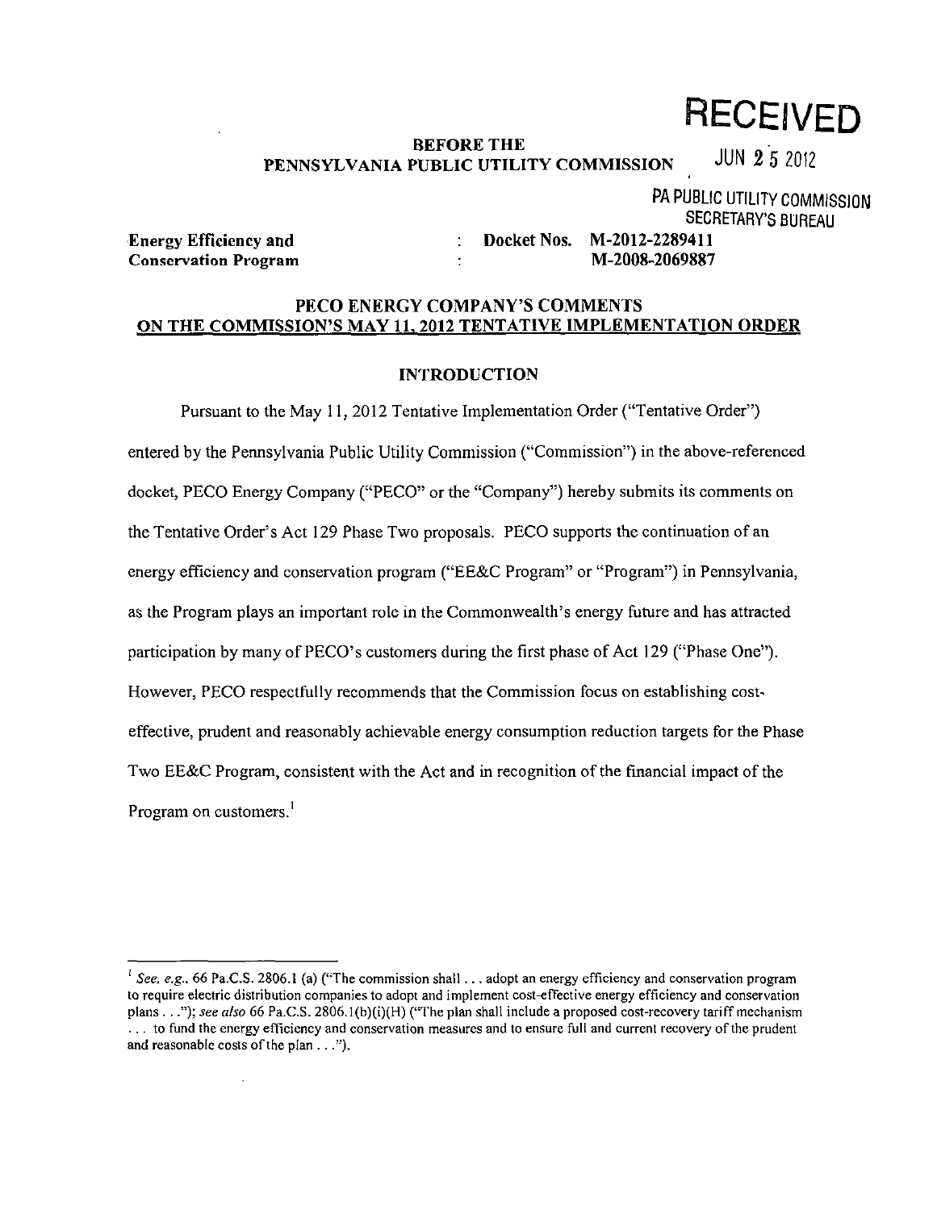**RECEIVED**

JUN 25 2012

PA PUBLIC UTILITY COMMISSION
SECRETARY'S BUREAU

**BEFORE THE**
**PENNSYLVANIA PUBLIC UTILITY COMMISSION**

| | | |
|---|---|---|
| **Energy Efficiency and Conservation Program** | : : | **Docket Nos. M-2012-2289411** **M-2008-2069887** |

**PECO ENERGY COMPANY'S COMMENTS**
**ON THE COMMISSION'S MAY 11, 2012 TENTATIVE IMPLEMENTATION ORDER**

## INTRODUCTION

Pursuant to the May 11, 2012 Tentative Implementation Order ("Tentative Order") entered by the Pennsylvania Public Utility Commission ("Commission") in the above-referenced docket, PECO Energy Company ("PECO" or the "Company") hereby submits its comments on the Tentative Order's Act 129 Phase Two proposals. PECO supports the continuation of an energy efficiency and conservation program ("EE&C Program" or "Program") in Pennsylvania, as the Program plays an important role in the Commonwealth's energy future and has attracted participation by many of PECO's customers during the first phase of Act 129 ("Phase One"). However, PECO respectfully recommends that the Commission focus on establishing cost-effective, prudent and reasonably achievable energy consumption reduction targets for the Phase Two EE&C Program, consistent with the Act and in recognition of the financial impact of the Program on customers.[1]

---

[1] *See, e.g.*, 66 Pa.C.S. 2806.1 (a) ("The commission shall . . . adopt an energy efficiency and conservation program to require electric distribution companies to adopt and implement cost-effective energy efficiency and conservation plans . . ."); *see also* 66 Pa.C.S. 2806.1(b)(i)(H) ("The plan shall include a proposed cost-recovery tariff mechanism . . . to fund the energy efficiency and conservation measures and to ensure full and current recovery of the prudent and reasonable costs of the plan . . .").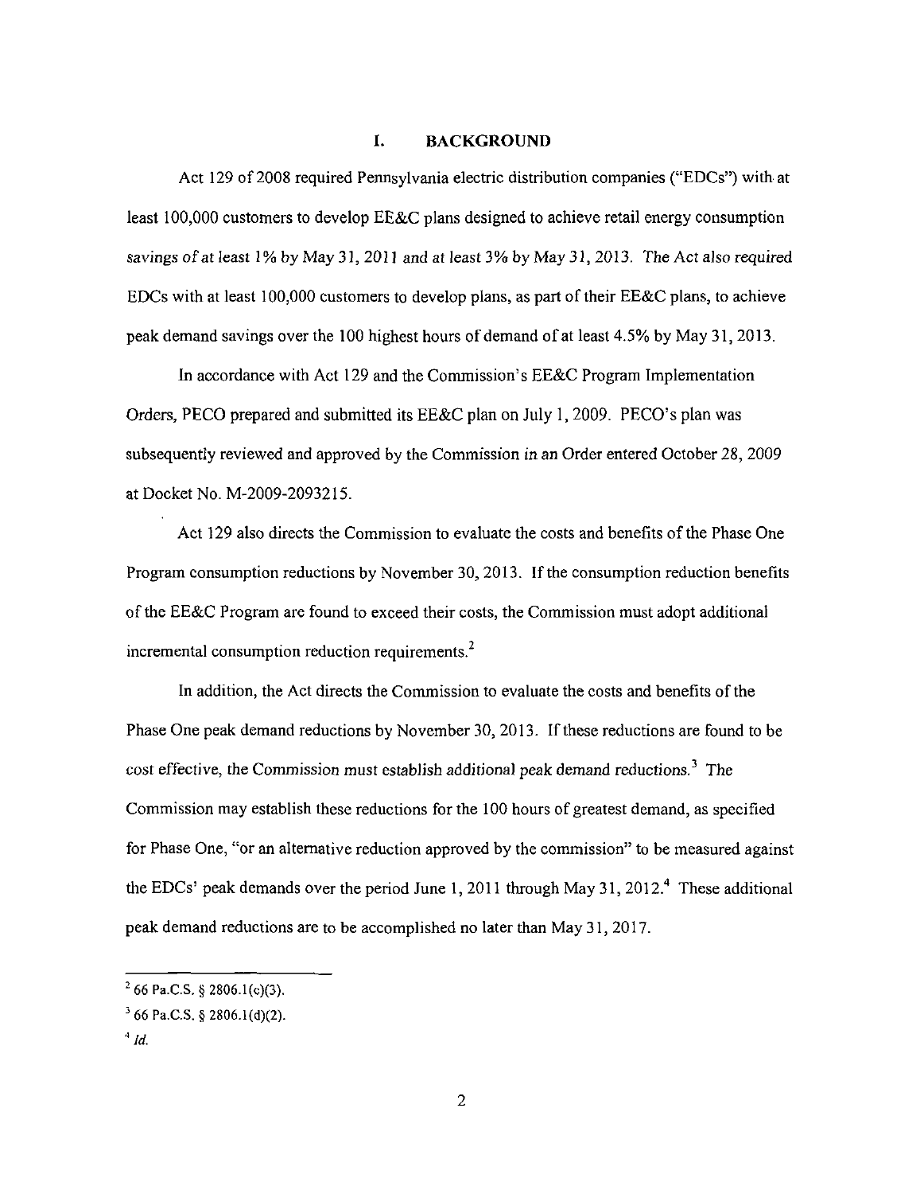## I. BACKGROUND

Act 129 of 2008 required Pennsylvania electric distribution companies ("EDCs") with at least 100,000 customers to develop EE&C plans designed to achieve retail energy consumption savings of at least 1% by May 31, 2011 and at least 3% by May 31, 2013. The Act also required EDCs with at least 100,000 customers to develop plans, as part of their EE&C plans, to achieve peak demand savings over the 100 highest hours of demand of at least 4.5% by May 31, 2013.

In accordance with Act 129 and the Commission's EE&C Program Implementation Orders, PECO prepared and submitted its EE&C plan on July 1, 2009. PECO's plan was subsequently reviewed and approved by the Commission in an Order entered October 28, 2009 at Docket No. M-2009-2093215.

Act 129 also directs the Commission to evaluate the costs and benefits of the Phase One Program consumption reductions by November 30, 2013. If the consumption reduction benefits of the EE&C Program are found to exceed their costs, the Commission must adopt additional incremental consumption reduction requirements.[2]

In addition, the Act directs the Commission to evaluate the costs and benefits of the Phase One peak demand reductions by November 30, 2013. If these reductions are found to be cost effective, the Commission must establish additional peak demand reductions.[3] The Commission may establish these reductions for the 100 hours of greatest demand, as specified for Phase One, "or an alternative reduction approved by the commission" to be measured against the EDCs' peak demands over the period June 1, 2011 through May 31, 2012.[4] These additional peak demand reductions are to be accomplished no later than May 31, 2017.

---

[2] 66 Pa.C.S. § 2806.1(c)(3).

[3] 66 Pa.C.S. § 2806.1(d)(2).

[4] *Id.*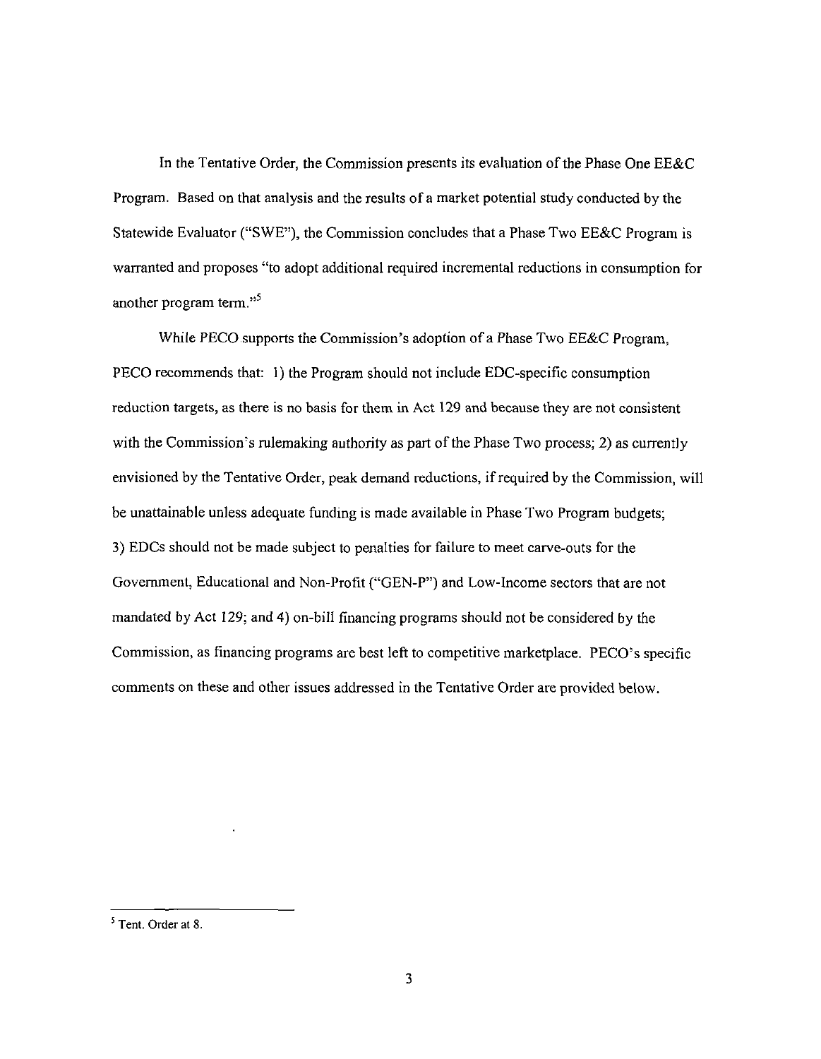In the Tentative Order, the Commission presents its evaluation of the Phase One EE&C Program. Based on that analysis and the results of a market potential study conducted by the Statewide Evaluator ("SWE"), the Commission concludes that a Phase Two EE&C Program is warranted and proposes "to adopt additional required incremental reductions in consumption for another program term."[5]

While PECO supports the Commission's adoption of a Phase Two EE&C Program, PECO recommends that: 1) the Program should not include EDC-specific consumption reduction targets, as there is no basis for them in Act 129 and because they are not consistent with the Commission's rulemaking authority as part of the Phase Two process; 2) as currently envisioned by the Tentative Order, peak demand reductions, if required by the Commission, will be unattainable unless adequate funding is made available in Phase Two Program budgets; 3) EDCs should not be made subject to penalties for failure to meet carve-outs for the Government, Educational and Non-Profit ("GEN-P") and Low-Income sectors that are not mandated by Act 129; and 4) on-bill financing programs should not be considered by the Commission, as financing programs are best left to competitive marketplace. PECO's specific comments on these and other issues addressed in the Tentative Order are provided below.

---

[5] Tent. Order at 8.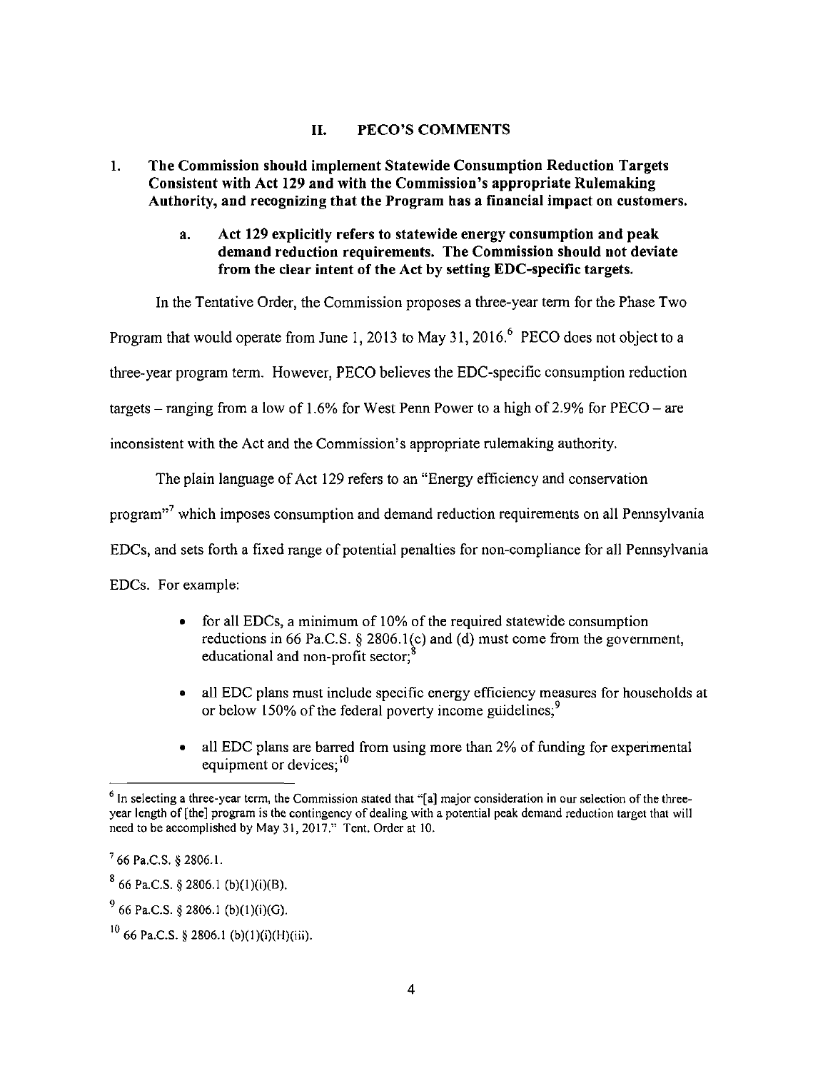## II. PECO'S COMMENTS

**1. The Commission should implement Statewide Consumption Reduction Targets Consistent with Act 129 and with the Commission's appropriate Rulemaking Authority, and recognizing that the Program has a financial impact on customers.**

**a. Act 129 explicitly refers to statewide energy consumption and peak demand reduction requirements. The Commission should not deviate from the clear intent of the Act by setting EDC-specific targets.**

In the Tentative Order, the Commission proposes a three-year term for the Phase Two Program that would operate from June 1, 2013 to May 31, 2016.[6] PECO does not object to a three-year program term. However, PECO believes the EDC-specific consumption reduction targets – ranging from a low of 1.6% for West Penn Power to a high of 2.9% for PECO – are inconsistent with the Act and the Commission's appropriate rulemaking authority.

The plain language of Act 129 refers to an "Energy efficiency and conservation program"[7] which imposes consumption and demand reduction requirements on all Pennsylvania EDCs, and sets forth a fixed range of potential penalties for non-compliance for all Pennsylvania EDCs. For example:

- for all EDCs, a minimum of 10% of the required statewide consumption reductions in 66 Pa.C.S. § 2806.1(c) and (d) must come from the government, educational and non-profit sector;[8]
- all EDC plans must include specific energy efficiency measures for households at or below 150% of the federal poverty income guidelines;[9]
- all EDC plans are barred from using more than 2% of funding for experimental equipment or devices;[10]

---

[6] In selecting a three-year term, the Commission stated that "[a] major consideration in our selection of the three-year length of [the] program is the contingency of dealing with a potential peak demand reduction target that will need to be accomplished by May 31, 2017." Tent. Order at 10.

[7] 66 Pa.C.S. § 2806.1.

[8] 66 Pa.C.S. § 2806.1 (b)(1)(i)(B).

[9] 66 Pa.C.S. § 2806.1 (b)(1)(i)(G).

[10] 66 Pa.C.S. § 2806.1 (b)(1)(i)(H)(iii).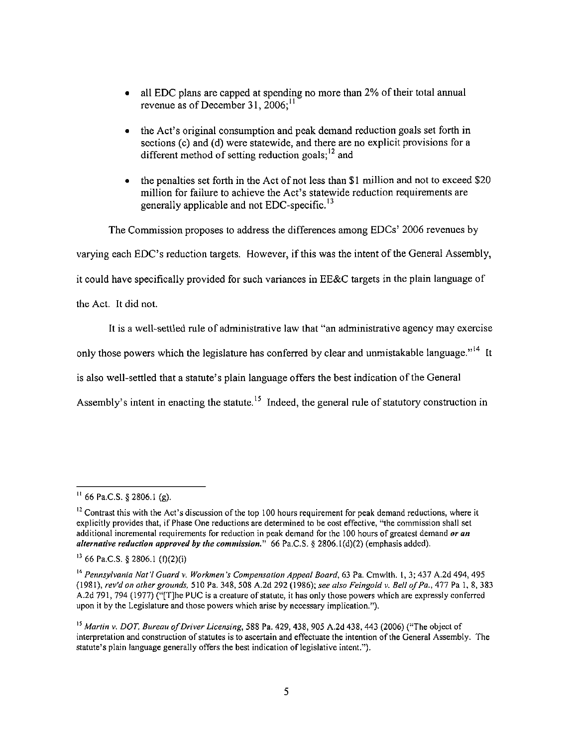- all EDC plans are capped at spending no more than 2% of their total annual revenue as of December 31, 2006;[11]

- the Act's original consumption and peak demand reduction goals set forth in sections (c) and (d) were statewide, and there are no explicit provisions for a different method of setting reduction goals;[12] and

- the penalties set forth in the Act of not less than $1 million and not to exceed $20 million for failure to achieve the Act's statewide reduction requirements are generally applicable and not EDC-specific.[13]

The Commission proposes to address the differences among EDCs' 2006 revenues by varying each EDC's reduction targets. However, if this was the intent of the General Assembly, it could have specifically provided for such variances in EE&C targets in the plain language of the Act. It did not.

It is a well-settled rule of administrative law that "an administrative agency may exercise only those powers which the legislature has conferred by clear and unmistakable language."[14] It is also well-settled that a statute's plain language offers the best indication of the General Assembly's intent in enacting the statute.[15] Indeed, the general rule of statutory construction in

---

[11] 66 Pa.C.S. § 2806.1 (g).

[12] Contrast this with the Act's discussion of the top 100 hours requirement for peak demand reductions, where it explicitly provides that, if Phase One reductions are determined to be cost effective, "the commission shall set additional incremental requirements for reduction in peak demand for the 100 hours of greatest demand ***or an alternative reduction approved by the commission***." 66 Pa.C.S. § 2806.1(d)(2) (emphasis added).

[13] 66 Pa.C.S. § 2806.1 (f)(2)(i)

[14] *Pennsylvania Nat'l Guard v. Workmen's Compensation Appeal Board*, 63 Pa. Cmwlth. 1, 3; 437 A.2d 494, 495 (1981), *rev'd on other grounds*, 510 Pa. 348, 508 A.2d 292 (1986); *see also Feingold v. Bell of Pa.*, 477 Pa 1, 8, 383 A.2d 791, 794 (1977) ("[T]he PUC is a creature of statute, it has only those powers which are expressly conferred upon it by the Legislature and those powers which arise by necessary implication.").

[15] *Martin v. DOT, Bureau of Driver Licensing*, 588 Pa. 429, 438, 905 A.2d 438, 443 (2006) ("The object of interpretation and construction of statutes is to ascertain and effectuate the intention of the General Assembly. The statute's plain language generally offers the best indication of legislative intent.").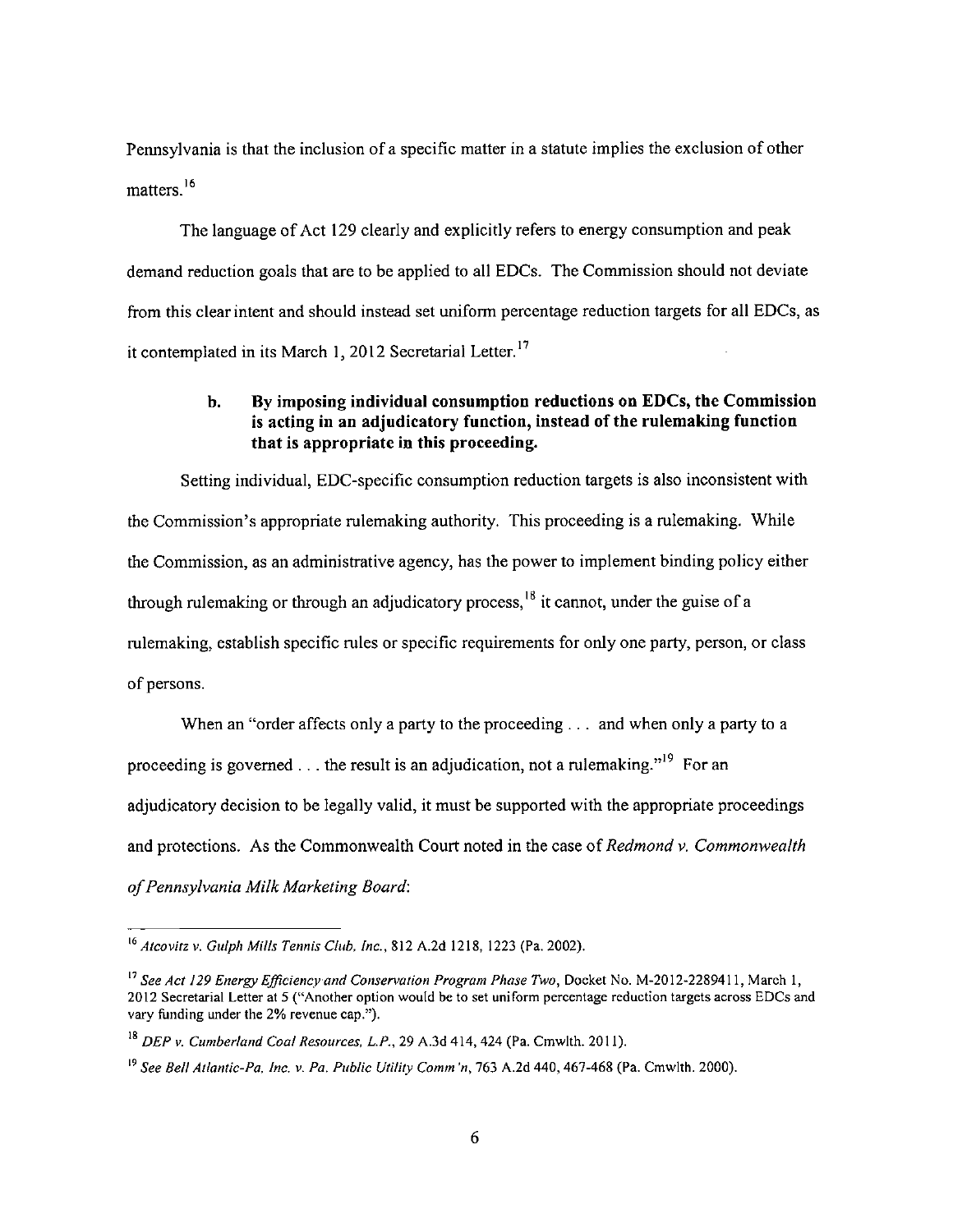Pennsylvania is that the inclusion of a specific matter in a statute implies the exclusion of other matters.[16]

The language of Act 129 clearly and explicitly refers to energy consumption and peak demand reduction goals that are to be applied to all EDCs. The Commission should not deviate from this clear intent and should instead set uniform percentage reduction targets for all EDCs, as it contemplated in its March 1, 2012 Secretarial Letter.[17]

**b. By imposing individual consumption reductions on EDCs, the Commission is acting in an adjudicatory function, instead of the rulemaking function that is appropriate in this proceeding.**

Setting individual, EDC-specific consumption reduction targets is also inconsistent with the Commission's appropriate rulemaking authority. This proceeding is a rulemaking. While the Commission, as an administrative agency, has the power to implement binding policy either through rulemaking or through an adjudicatory process,[18] it cannot, under the guise of a rulemaking, establish specific rules or specific requirements for only one party, person, or class of persons.

When an "order affects only a party to the proceeding . . . and when only a party to a proceeding is governed . . . the result is an adjudication, not a rulemaking."[19] For an adjudicatory decision to be legally valid, it must be supported with the appropriate proceedings and protections. As the Commonwealth Court noted in the case of *Redmond v. Commonwealth of Pennsylvania Milk Marketing Board*:

---

[16] *Atcovitz v. Gulph Mills Tennis Club, Inc.*, 812 A.2d 1218, 1223 (Pa. 2002).

[17] *See Act 129 Energy Efficiency and Conservation Program Phase Two*, Docket No. M-2012-2289411, March 1, 2012 Secretarial Letter at 5 ("Another option would be to set uniform percentage reduction targets across EDCs and vary funding under the 2% revenue cap.").

[18] *DEP v. Cumberland Coal Resources, L.P.*, 29 A.3d 414, 424 (Pa. Cmwlth. 2011).

[19] *See Bell Atlantic-Pa. Inc. v. Pa. Public Utility Comm'n*, 763 A.2d 440, 467-468 (Pa. Cmwlth. 2000).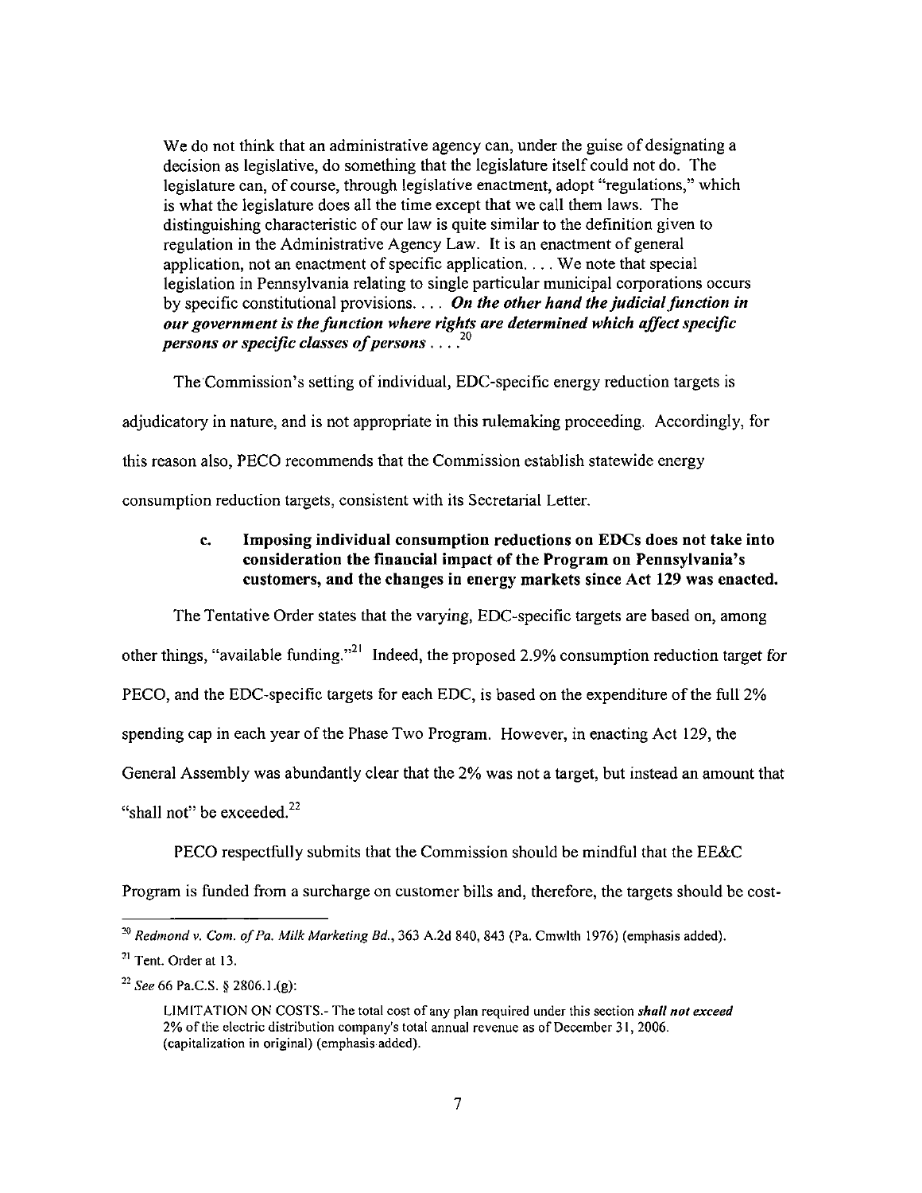> We do not think that an administrative agency can, under the guise of designating a decision as legislative, do something that the legislature itself could not do. The legislature can, of course, through legislative enactment, adopt "regulations," which is what the legislature does all the time except that we call them laws. The distinguishing characteristic of our law is quite similar to the definition given to regulation in the Administrative Agency Law. It is an enactment of general application, not an enactment of specific application. . . . We note that special legislation in Pennsylvania relating to single particular municipal corporations occurs by specific constitutional provisions. . . . ***On the other hand the judicial function in our government is the function where rights are determined which affect specific persons or specific classes of persons . . . .***[20]

The Commission's setting of individual, EDC-specific energy reduction targets is adjudicatory in nature, and is not appropriate in this rulemaking proceeding. Accordingly, for this reason also, PECO recommends that the Commission establish statewide energy consumption reduction targets, consistent with its Secretarial Letter.

### c. Imposing individual consumption reductions on EDCs does not take into consideration the financial impact of the Program on Pennsylvania's customers, and the changes in energy markets since Act 129 was enacted.

The Tentative Order states that the varying, EDC-specific targets are based on, among other things, "available funding."[21] Indeed, the proposed 2.9% consumption reduction target for PECO, and the EDC-specific targets for each EDC, is based on the expenditure of the full 2% spending cap in each year of the Phase Two Program. However, in enacting Act 129, the General Assembly was abundantly clear that the 2% was not a target, but instead an amount that "shall not" be exceeded.[22]

PECO respectfully submits that the Commission should be mindful that the EE&C Program is funded from a surcharge on customer bills and, therefore, the targets should be cost-

---

[20] *Redmond v. Com. of Pa. Milk Marketing Bd.*, 363 A.2d 840, 843 (Pa. Cmwlth 1976) (emphasis added).

[21] Tent. Order at 13.

[22] *See* 66 Pa.C.S. § 2806.1.(g):

> LIMITATION ON COSTS.- The total cost of any plan required under this section ***shall not exceed*** 2% of the electric distribution company's total annual revenue as of December 31, 2006. (capitalization in original) (emphasis added).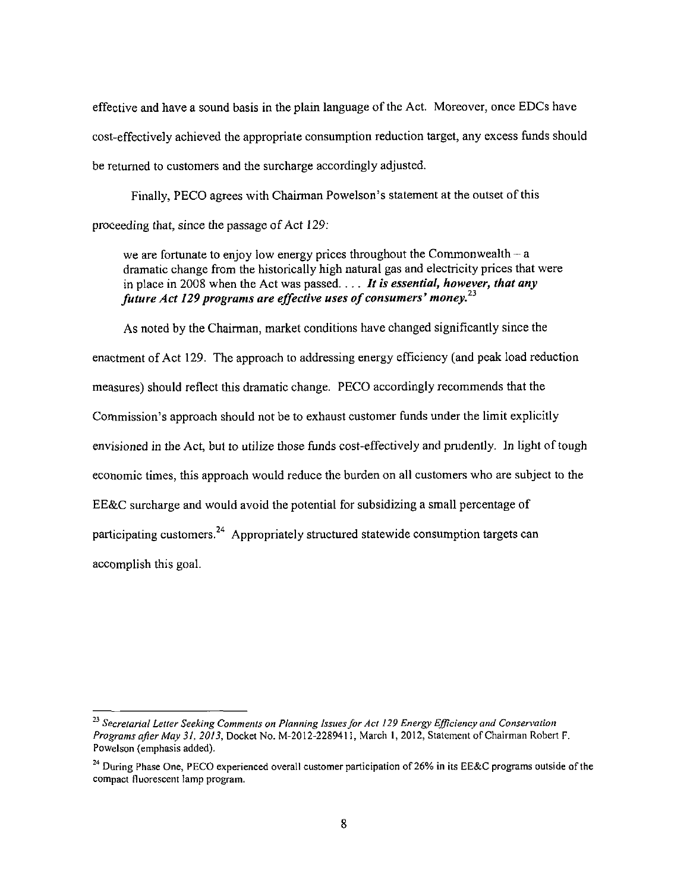effective and have a sound basis in the plain language of the Act. Moreover, once EDCs have cost-effectively achieved the appropriate consumption reduction target, any excess funds should be returned to customers and the surcharge accordingly adjusted.

Finally, PECO agrees with Chairman Powelson's statement at the outset of this proceeding that, since the passage of Act 129:

> we are fortunate to enjoy low energy prices throughout the Commonwealth – a dramatic change from the historically high natural gas and electricity prices that were in place in 2008 when the Act was passed. . . . ***It is essential, however, that any future Act 129 programs are effective uses of consumers' money.***[23]

As noted by the Chairman, market conditions have changed significantly since the enactment of Act 129. The approach to addressing energy efficiency (and peak load reduction measures) should reflect this dramatic change. PECO accordingly recommends that the Commission's approach should not be to exhaust customer funds under the limit explicitly envisioned in the Act, but to utilize those funds cost-effectively and prudently. In light of tough economic times, this approach would reduce the burden on all customers who are subject to the EE&C surcharge and would avoid the potential for subsidizing a small percentage of participating customers.[24] Appropriately structured statewide consumption targets can accomplish this goal.

---

[23] *Secretarial Letter Seeking Comments on Planning Issues for Act 129 Energy Efficiency and Conservation Programs after May 31, 2013*, Docket No. M-2012-2289411, March 1, 2012, Statement of Chairman Robert F. Powelson (emphasis added).

[24] During Phase One, PECO experienced overall customer participation of 26% in its EE&C programs outside of the compact fluorescent lamp program.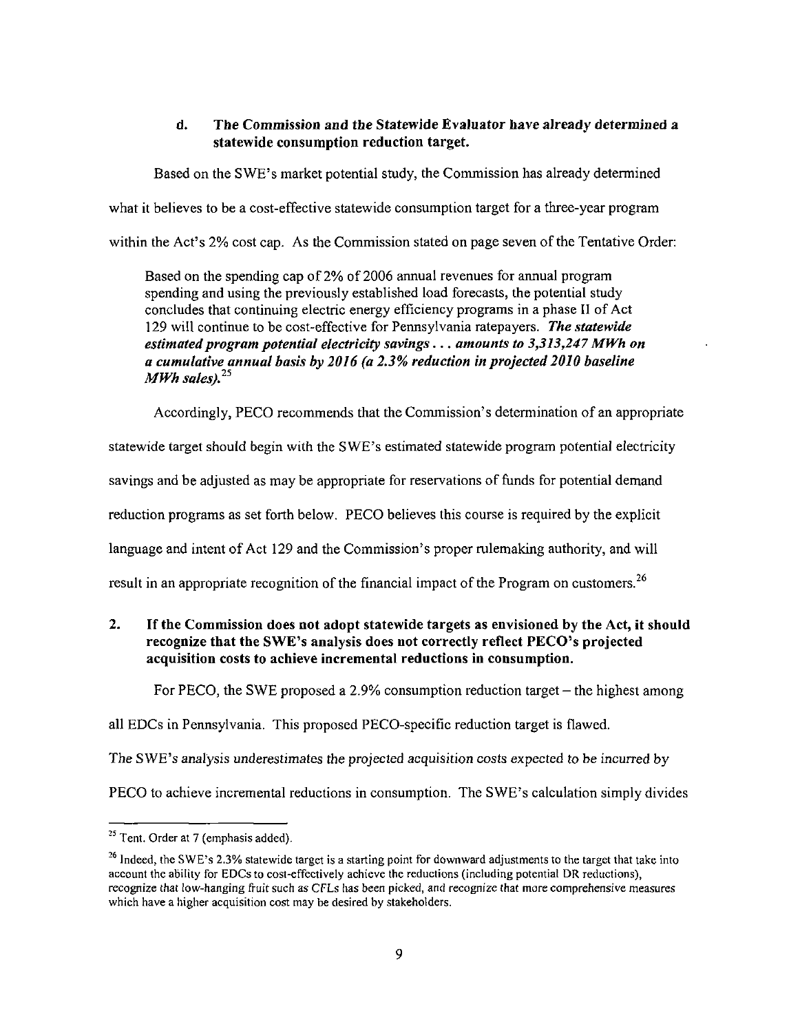### d. The Commission and the Statewide Evaluator have already determined a statewide consumption reduction target.

Based on the SWE's market potential study, the Commission has already determined what it believes to be a cost-effective statewide consumption target for a three-year program within the Act's 2% cost cap. As the Commission stated on page seven of the Tentative Order:

> Based on the spending cap of 2% of 2006 annual revenues for annual program spending and using the previously established load forecasts, the potential study concludes that continuing electric energy efficiency programs in a phase II of Act 129 will continue to be cost-effective for Pennsylvania ratepayers. ***The statewide estimated program potential electricity savings . . . amounts to 3,313,247 MWh on a cumulative annual basis by 2016 (a 2.3% reduction in projected 2010 baseline MWh sales).***[25]

Accordingly, PECO recommends that the Commission's determination of an appropriate statewide target should begin with the SWE's estimated statewide program potential electricity savings and be adjusted as may be appropriate for reservations of funds for potential demand reduction programs as set forth below. PECO believes this course is required by the explicit language and intent of Act 129 and the Commission's proper rulemaking authority, and will result in an appropriate recognition of the financial impact of the Program on customers.[26]

## 2. If the Commission does not adopt statewide targets as envisioned by the Act, it should recognize that the SWE's analysis does not correctly reflect PECO's projected acquisition costs to achieve incremental reductions in consumption.

For PECO, the SWE proposed a 2.9% consumption reduction target – the highest among all EDCs in Pennsylvania. This proposed PECO-specific reduction target is flawed. *The SWE's analysis underestimates the projected acquisition costs expected to be incurred by PECO to achieve incremental reductions in consumption.* The SWE's calculation simply divides

---

[25] Tent. Order at 7 (emphasis added).

[26] Indeed, the SWE's 2.3% statewide target is a starting point for downward adjustments to the target that take into account the ability for EDCs to cost-effectively achieve the reductions (including potential DR reductions), recognize that low-hanging fruit such as CFLs has been picked, and recognize that more comprehensive measures which have a higher acquisition cost may be desired by stakeholders.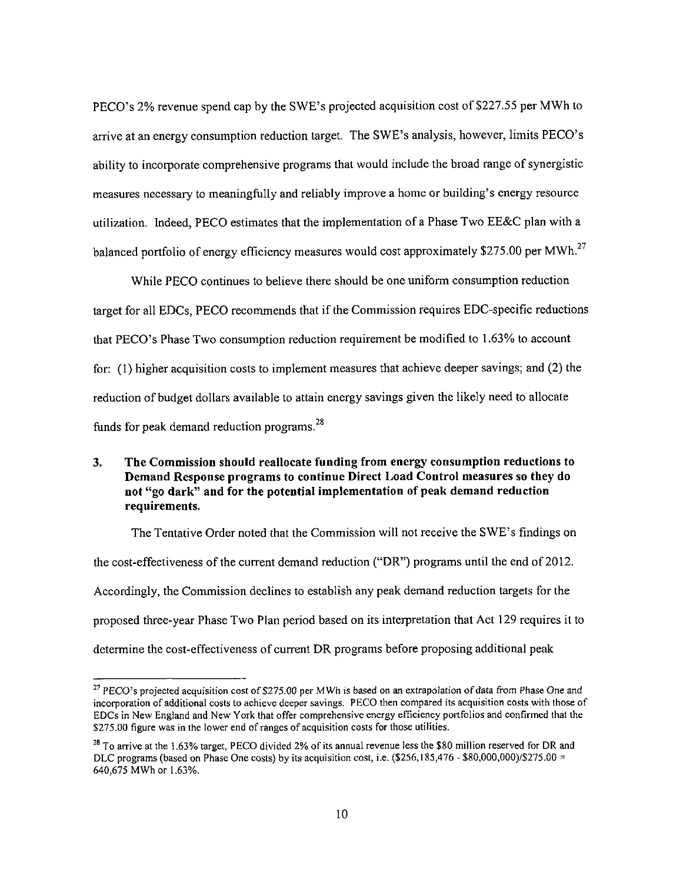PECO's 2% revenue spend cap by the SWE's projected acquisition cost of $227.55 per MWh to arrive at an energy consumption reduction target. The SWE's analysis, however, limits PECO's ability to incorporate comprehensive programs that would include the broad range of synergistic measures necessary to meaningfully and reliably improve a home or building's energy resource utilization. Indeed, PECO estimates that the implementation of a Phase Two EE&C plan with a balanced portfolio of energy efficiency measures would cost approximately $275.00 per MWh.[27]

While PECO continues to believe there should be one uniform consumption reduction target for all EDCs, PECO recommends that if the Commission requires EDC-specific reductions that PECO's Phase Two consumption reduction requirement be modified to 1.63% to account for: (1) higher acquisition costs to implement measures that achieve deeper savings; and (2) the reduction of budget dollars available to attain energy savings given the likely need to allocate funds for peak demand reduction programs.[28]

### 3. The Commission should reallocate funding from energy consumption reductions to Demand Response programs to continue Direct Load Control measures so they do not "go dark" and for the potential implementation of peak demand reduction requirements.

The Tentative Order noted that the Commission will not receive the SWE's findings on the cost-effectiveness of the current demand reduction ("DR") programs until the end of 2012. Accordingly, the Commission declines to establish any peak demand reduction targets for the proposed three-year Phase Two Plan period based on its interpretation that Act 129 requires it to determine the cost-effectiveness of current DR programs before proposing additional peak

---

[27] PECO's projected acquisition cost of $275.00 per MWh is based on an extrapolation of data from Phase One and incorporation of additional costs to achieve deeper savings. PECO then compared its acquisition costs with those of EDCs in New England and New York that offer comprehensive energy efficiency portfolios and confirmed that the $275.00 figure was in the lower end of ranges of acquisition costs for those utilities.

[28] To arrive at the 1.63% target, PECO divided 2% of its annual revenue less the $80 million reserved for DR and DLC programs (based on Phase One costs) by its acquisition cost, i.e. ($256,185,476 - $80,000,000)/$275.00 = 640,675 MWh or 1.63%.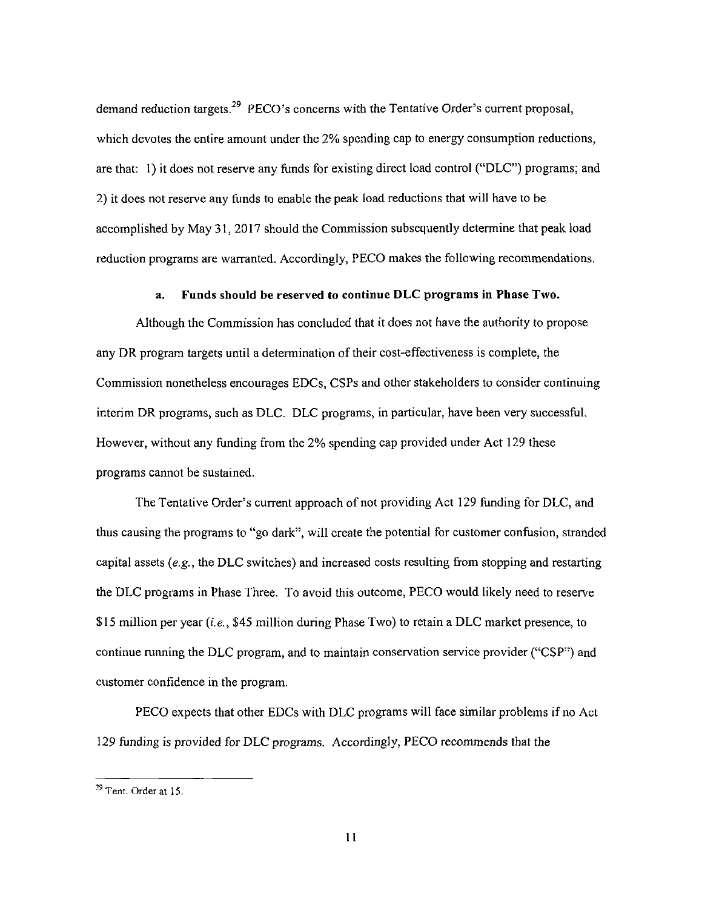demand reduction targets.[29] PECO's concerns with the Tentative Order's current proposal, which devotes the entire amount under the 2% spending cap to energy consumption reductions, are that: 1) it does not reserve any funds for existing direct load control ("DLC") programs; and 2) it does not reserve any funds to enable the peak load reductions that will have to be accomplished by May 31, 2017 should the Commission subsequently determine that peak load reduction programs are warranted. Accordingly, PECO makes the following recommendations.

**a. Funds should be reserved to continue DLC programs in Phase Two.**

Although the Commission has concluded that it does not have the authority to propose any DR program targets until a determination of their cost-effectiveness is complete, the Commission nonetheless encourages EDCs, CSPs and other stakeholders to consider continuing interim DR programs, such as DLC. DLC programs, in particular, have been very successful. However, without any funding from the 2% spending cap provided under Act 129 these programs cannot be sustained.

The Tentative Order's current approach of not providing Act 129 funding for DLC, and thus causing the programs to "go dark", will create the potential for customer confusion, stranded capital assets (*e.g.*, the DLC switches) and increased costs resulting from stopping and restarting the DLC programs in Phase Three. To avoid this outcome, PECO would likely need to reserve $15 million per year (*i.e.*, $45 million during Phase Two) to retain a DLC market presence, to continue running the DLC program, and to maintain conservation service provider ("CSP") and customer confidence in the program.

PECO expects that other EDCs with DLC programs will face similar problems if no Act 129 funding is provided for DLC programs. Accordingly, PECO recommends that the

---

[29] Tent. Order at 15.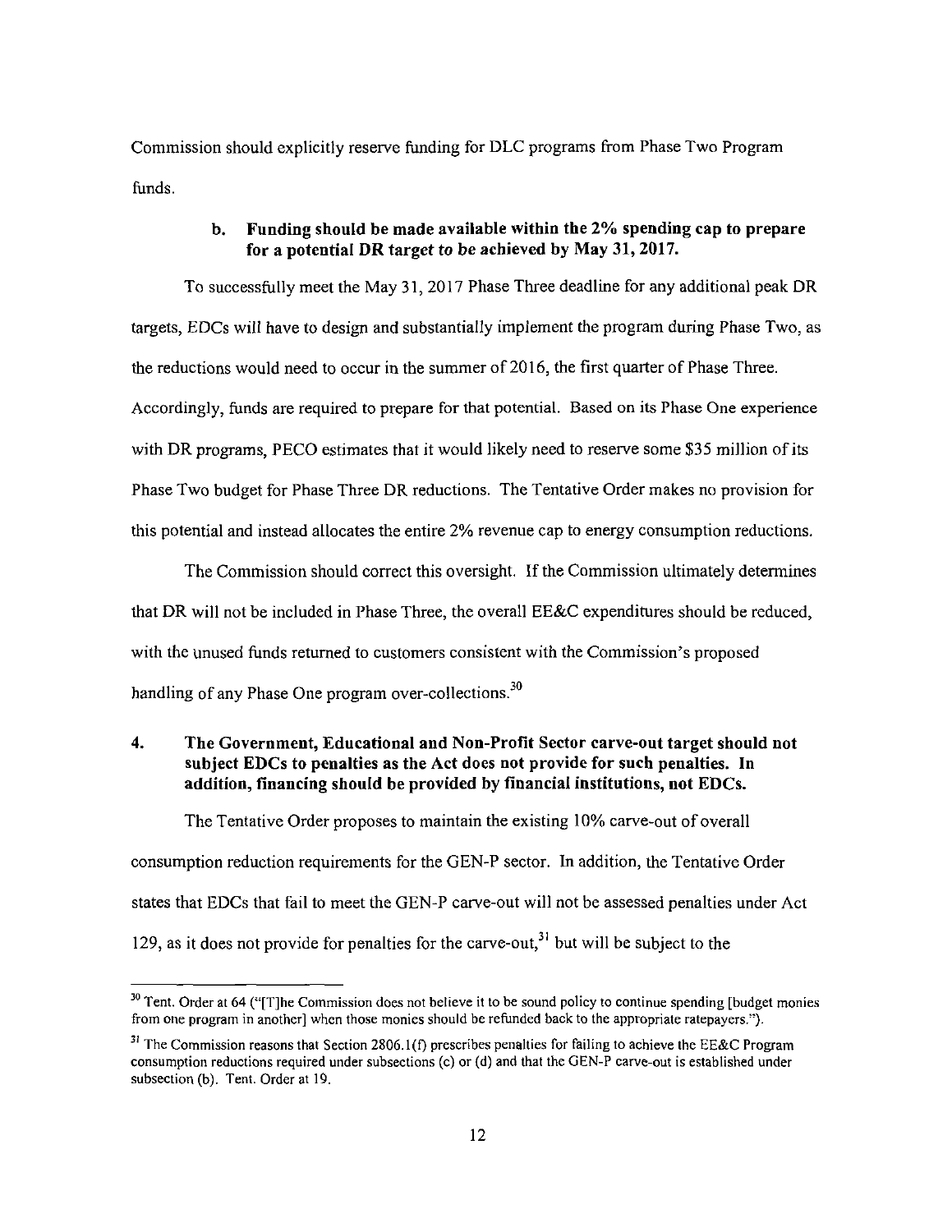Commission should explicitly reserve funding for DLC programs from Phase Two Program funds.

### b. Funding should be made available within the 2% spending cap to prepare for a potential DR target to be achieved by May 31, 2017.

To successfully meet the May 31, 2017 Phase Three deadline for any additional peak DR targets, EDCs will have to design and substantially implement the program during Phase Two, as the reductions would need to occur in the summer of 2016, the first quarter of Phase Three. Accordingly, funds are required to prepare for that potential. Based on its Phase One experience with DR programs, PECO estimates that it would likely need to reserve some $35 million of its Phase Two budget for Phase Three DR reductions. The Tentative Order makes no provision for this potential and instead allocates the entire 2% revenue cap to energy consumption reductions.

The Commission should correct this oversight. If the Commission ultimately determines that DR will not be included in Phase Three, the overall EE&C expenditures should be reduced, with the unused funds returned to customers consistent with the Commission's proposed handling of any Phase One program over-collections.[30]

## 4. The Government, Educational and Non-Profit Sector carve-out target should not subject EDCs to penalties as the Act does not provide for such penalties. In addition, financing should be provided by financial institutions, not EDCs.

The Tentative Order proposes to maintain the existing 10% carve-out of overall consumption reduction requirements for the GEN-P sector. In addition, the Tentative Order states that EDCs that fail to meet the GEN-P carve-out will not be assessed penalties under Act 129, as it does not provide for penalties for the carve-out,[31] but will be subject to the

---

[30] Tent. Order at 64 ("[T]he Commission does not believe it to be sound policy to continue spending [budget monies from one program in another] when those monies should be refunded back to the appropriate ratepayers.").

[31] The Commission reasons that Section 2806.1(f) prescribes penalties for failing to achieve the EE&C Program consumption reductions required under subsections (c) or (d) and that the GEN-P carve-out is established under subsection (b). Tent. Order at 19.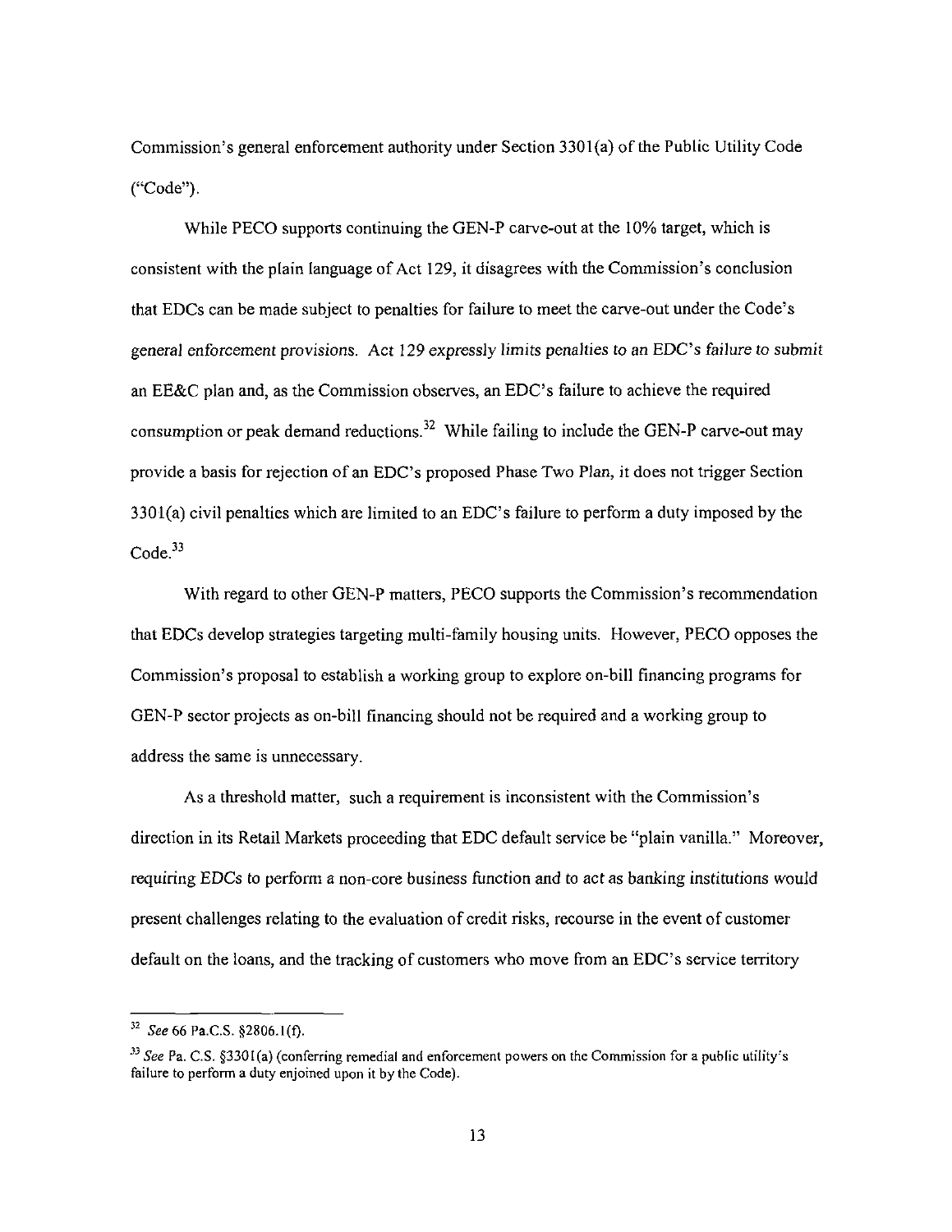Commission's general enforcement authority under Section 3301(a) of the Public Utility Code ("Code").

While PECO supports continuing the GEN-P carve-out at the 10% target, which is consistent with the plain language of Act 129, it disagrees with the Commission's conclusion that EDCs can be made subject to penalties for failure to meet the carve-out under the Code's general enforcement provisions. Act 129 expressly limits penalties to an EDC's failure to submit an EE&C plan and, as the Commission observes, an EDC's failure to achieve the required consumption or peak demand reductions.[32] While failing to include the GEN-P carve-out may provide a basis for rejection of an EDC's proposed Phase Two Plan, it does not trigger Section 3301(a) civil penalties which are limited to an EDC's failure to perform a duty imposed by the Code.[33]

With regard to other GEN-P matters, PECO supports the Commission's recommendation that EDCs develop strategies targeting multi-family housing units. However, PECO opposes the Commission's proposal to establish a working group to explore on-bill financing programs for GEN-P sector projects as on-bill financing should not be required and a working group to address the same is unnecessary.

As a threshold matter, such a requirement is inconsistent with the Commission's direction in its Retail Markets proceeding that EDC default service be "plain vanilla." Moreover, requiring EDCs to perform a non-core business function and to act as banking institutions would present challenges relating to the evaluation of credit risks, recourse in the event of customer default on the loans, and the tracking of customers who move from an EDC's service territory

---

[32] *See* 66 Pa.C.S. §2806.1(f).

[33] *See* Pa. C.S. §3301(a) (conferring remedial and enforcement powers on the Commission for a public utility's failure to perform a duty enjoined upon it by the Code).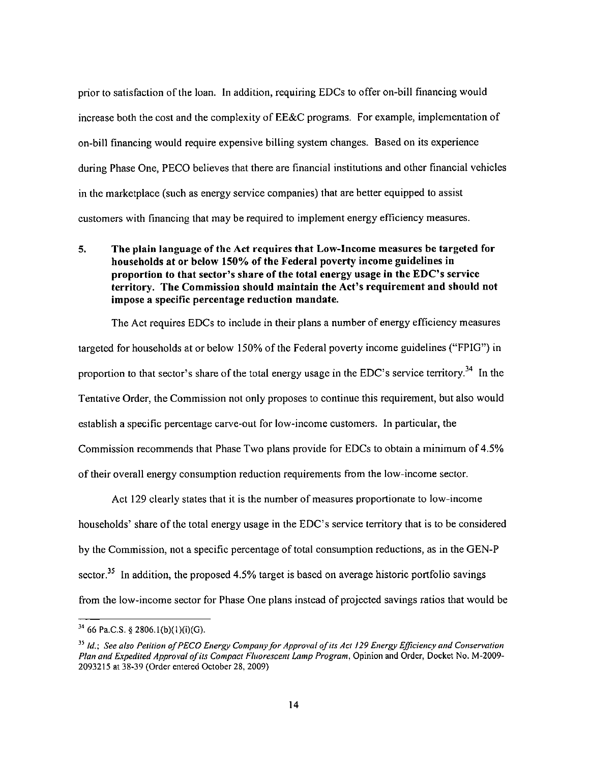prior to satisfaction of the loan. In addition, requiring EDCs to offer on-bill financing would increase both the cost and the complexity of EE&C programs. For example, implementation of on-bill financing would require expensive billing system changes. Based on its experience during Phase One, PECO believes that there are financial institutions and other financial vehicles in the marketplace (such as energy service companies) that are better equipped to assist customers with financing that may be required to implement energy efficiency measures.

**5. The plain language of the Act requires that Low-Income measures be targeted for households at or below 150% of the Federal poverty income guidelines in proportion to that sector's share of the total energy usage in the EDC's service territory. The Commission should maintain the Act's requirement and should not impose a specific percentage reduction mandate.**

The Act requires EDCs to include in their plans a number of energy efficiency measures targeted for households at or below 150% of the Federal poverty income guidelines ("FPIG") in proportion to that sector's share of the total energy usage in the EDC's service territory.[34] In the Tentative Order, the Commission not only proposes to continue this requirement, but also would establish a specific percentage carve-out for low-income customers. In particular, the Commission recommends that Phase Two plans provide for EDCs to obtain a minimum of 4.5% of their overall energy consumption reduction requirements from the low-income sector.

Act 129 clearly states that it is the number of measures proportionate to low-income households' share of the total energy usage in the EDC's service territory that is to be considered by the Commission, not a specific percentage of total consumption reductions, as in the GEN-P sector.[35] In addition, the proposed 4.5% target is based on average historic portfolio savings from the low-income sector for Phase One plans instead of projected savings ratios that would be

---

[34] 66 Pa.C.S. § 2806.1(b)(1)(i)(G).

[35] *Id.*; *See also Petition of PECO Energy Company for Approval of its Act 129 Energy Efficiency and Conservation Plan and Expedited Approval of its Compact Fluorescent Lamp Program*, Opinion and Order, Docket No. M-2009-2093215 at 38-39 (Order entered October 28, 2009)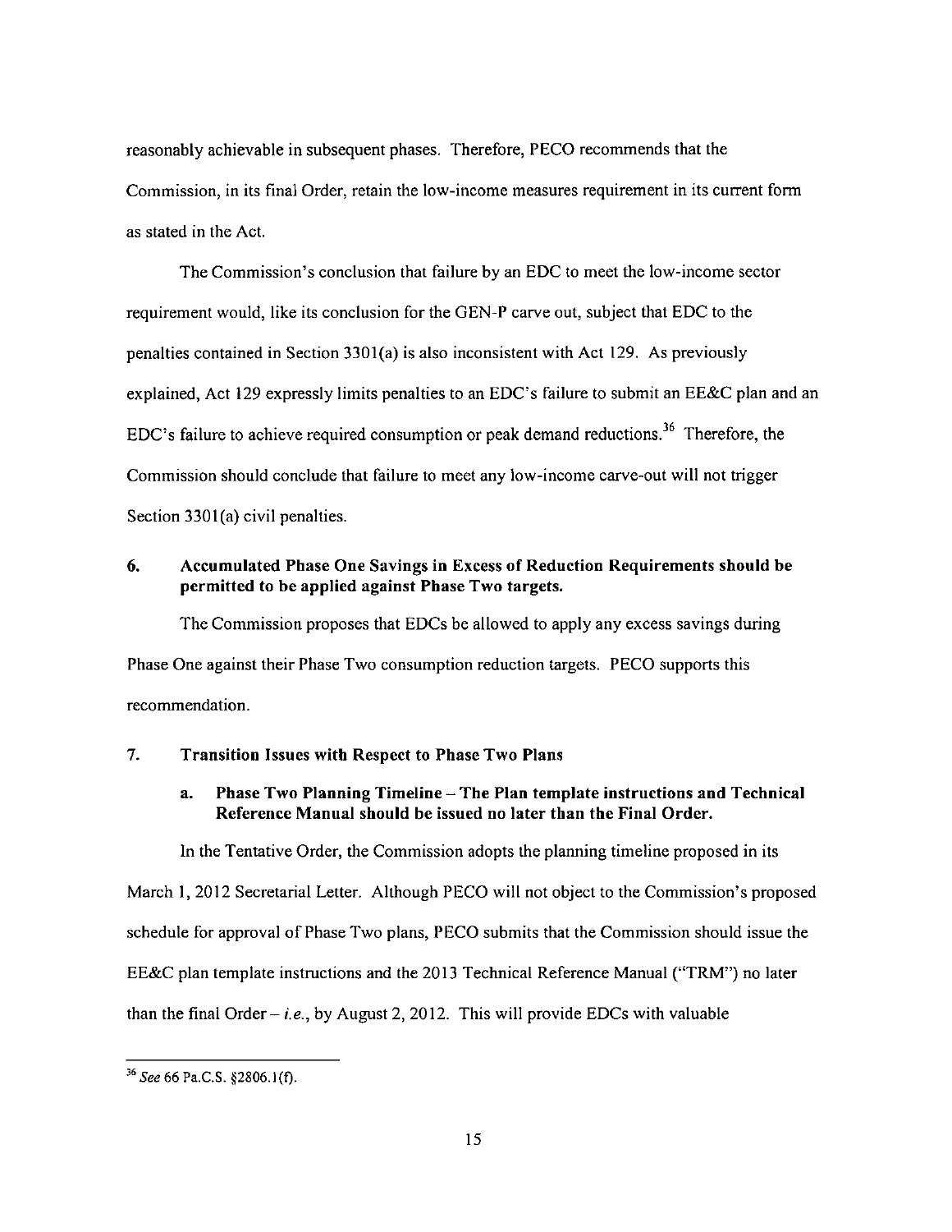reasonably achievable in subsequent phases. Therefore, PECO recommends that the Commission, in its final Order, retain the low-income measures requirement in its current form as stated in the Act.

The Commission's conclusion that failure by an EDC to meet the low-income sector requirement would, like its conclusion for the GEN-P carve out, subject that EDC to the penalties contained in Section 3301(a) is also inconsistent with Act 129. As previously explained, Act 129 expressly limits penalties to an EDC's failure to submit an EE&C plan and an EDC's failure to achieve required consumption or peak demand reductions.[36] Therefore, the Commission should conclude that failure to meet any low-income carve-out will not trigger Section 3301(a) civil penalties.

### 6. Accumulated Phase One Savings in Excess of Reduction Requirements should be permitted to be applied against Phase Two targets.

The Commission proposes that EDCs be allowed to apply any excess savings during Phase One against their Phase Two consumption reduction targets. PECO supports this recommendation.

### 7. Transition Issues with Respect to Phase Two Plans

#### a. Phase Two Planning Timeline – The Plan template instructions and Technical Reference Manual should be issued no later than the Final Order.

In the Tentative Order, the Commission adopts the planning timeline proposed in its March 1, 2012 Secretarial Letter. Although PECO will not object to the Commission's proposed schedule for approval of Phase Two plans, PECO submits that the Commission should issue the EE&C plan template instructions and the 2013 Technical Reference Manual ("TRM") no later than the final Order – *i.e.*, by August 2, 2012. This will provide EDCs with valuable

---

[36] *See* 66 Pa.C.S. §2806.1(f).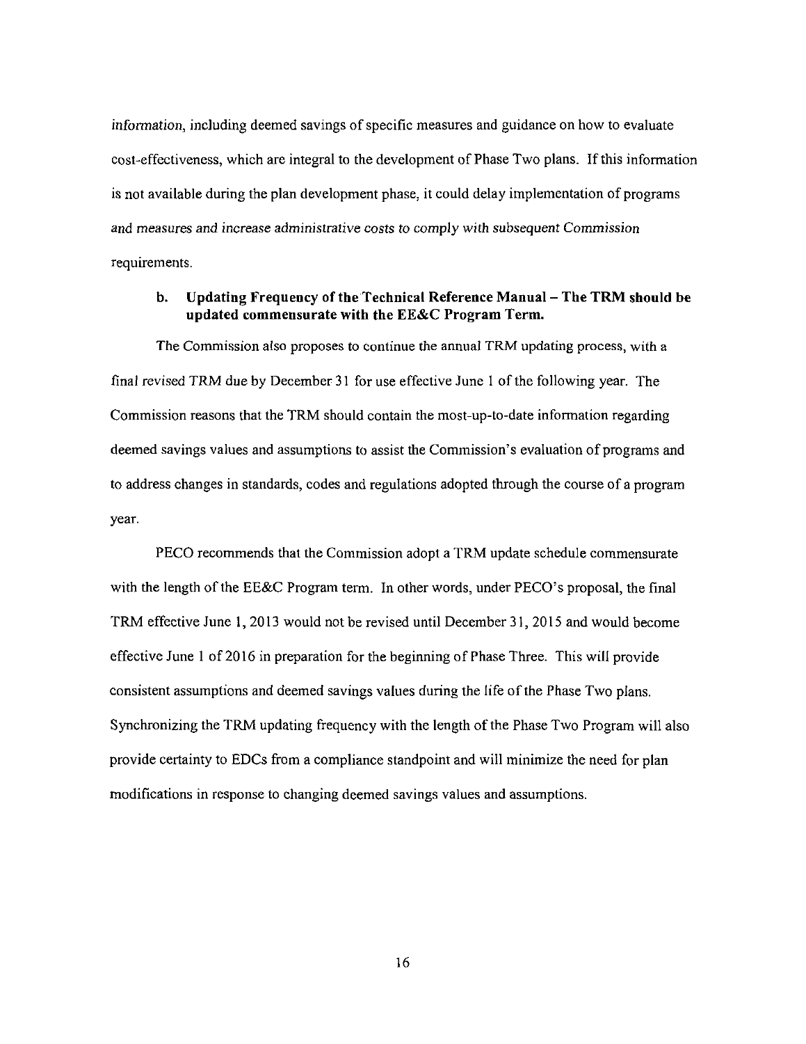information, including deemed savings of specific measures and guidance on how to evaluate cost-effectiveness, which are integral to the development of Phase Two plans. If this information is not available during the plan development phase, it could delay implementation of programs and measures and increase administrative costs to comply with subsequent Commission requirements.

**b. Updating Frequency of the Technical Reference Manual – The TRM should be updated commensurate with the EE&C Program Term.**

The Commission also proposes to continue the annual TRM updating process, with a final revised TRM due by December 31 for use effective June 1 of the following year. The Commission reasons that the TRM should contain the most-up-to-date information regarding deemed savings values and assumptions to assist the Commission's evaluation of programs and to address changes in standards, codes and regulations adopted through the course of a program year.

PECO recommends that the Commission adopt a TRM update schedule commensurate with the length of the EE&C Program term. In other words, under PECO's proposal, the final TRM effective June 1, 2013 would not be revised until December 31, 2015 and would become effective June 1 of 2016 in preparation for the beginning of Phase Three. This will provide consistent assumptions and deemed savings values during the life of the Phase Two plans. Synchronizing the TRM updating frequency with the length of the Phase Two Program will also provide certainty to EDCs from a compliance standpoint and will minimize the need for plan modifications in response to changing deemed savings values and assumptions.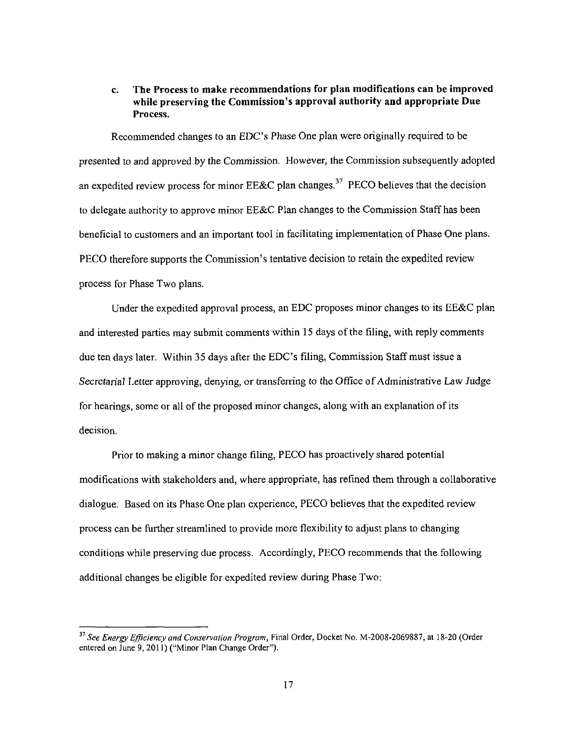**c. The Process to make recommendations for plan modifications can be improved while preserving the Commission's approval authority and appropriate Due Process.**

Recommended changes to an EDC's Phase One plan were originally required to be presented to and approved by the Commission. However, the Commission subsequently adopted an expedited review process for minor EE&C plan changes.[37] PECO believes that the decision to delegate authority to approve minor EE&C Plan changes to the Commission Staff has been beneficial to customers and an important tool in facilitating implementation of Phase One plans. PECO therefore supports the Commission's tentative decision to retain the expedited review process for Phase Two plans.

Under the expedited approval process, an EDC proposes minor changes to its EE&C plan and interested parties may submit comments within 15 days of the filing, with reply comments due ten days later. Within 35 days after the EDC's filing, Commission Staff must issue a Secretarial Letter approving, denying, or transferring to the Office of Administrative Law Judge for hearings, some or all of the proposed minor changes, along with an explanation of its decision.

Prior to making a minor change filing, PECO has proactively shared potential modifications with stakeholders and, where appropriate, has refined them through a collaborative dialogue. Based on its Phase One plan experience, PECO believes that the expedited review process can be further streamlined to provide more flexibility to adjust plans to changing conditions while preserving due process. Accordingly, PECO recommends that the following additional changes be eligible for expedited review during Phase Two:

---

[37] *See Energy Efficiency and Conservation Program*, Final Order, Docket No. M-2008-2069887, at 18-20 (Order entered on June 9, 2011) ("Minor Plan Change Order").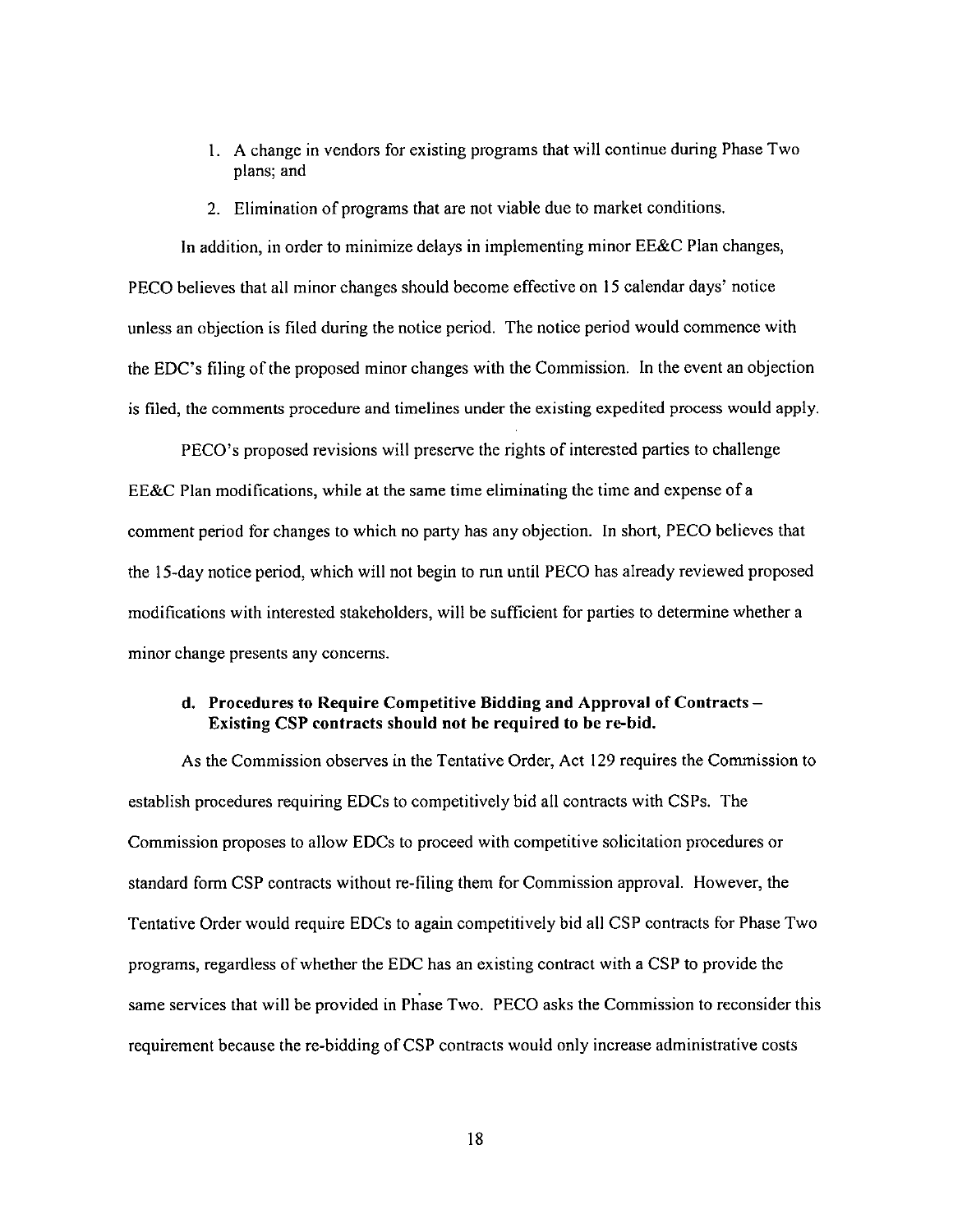1. A change in vendors for existing programs that will continue during Phase Two plans; and
2. Elimination of programs that are not viable due to market conditions.

In addition, in order to minimize delays in implementing minor EE&C Plan changes, PECO believes that all minor changes should become effective on 15 calendar days' notice unless an objection is filed during the notice period. The notice period would commence with the EDC's filing of the proposed minor changes with the Commission. In the event an objection is filed, the comments procedure and timelines under the existing expedited process would apply.

PECO's proposed revisions will preserve the rights of interested parties to challenge EE&C Plan modifications, while at the same time eliminating the time and expense of a comment period for changes to which no party has any objection. In short, PECO believes that the 15-day notice period, which will not begin to run until PECO has already reviewed proposed modifications with interested stakeholders, will be sufficient for parties to determine whether a minor change presents any concerns.

**d. Procedures to Require Competitive Bidding and Approval of Contracts – Existing CSP contracts should not be required to be re-bid.**

As the Commission observes in the Tentative Order, Act 129 requires the Commission to establish procedures requiring EDCs to competitively bid all contracts with CSPs. The Commission proposes to allow EDCs to proceed with competitive solicitation procedures or standard form CSP contracts without re-filing them for Commission approval. However, the Tentative Order would require EDCs to again competitively bid all CSP contracts for Phase Two programs, regardless of whether the EDC has an existing contract with a CSP to provide the same services that will be provided in Phase Two. PECO asks the Commission to reconsider this requirement because the re-bidding of CSP contracts would only increase administrative costs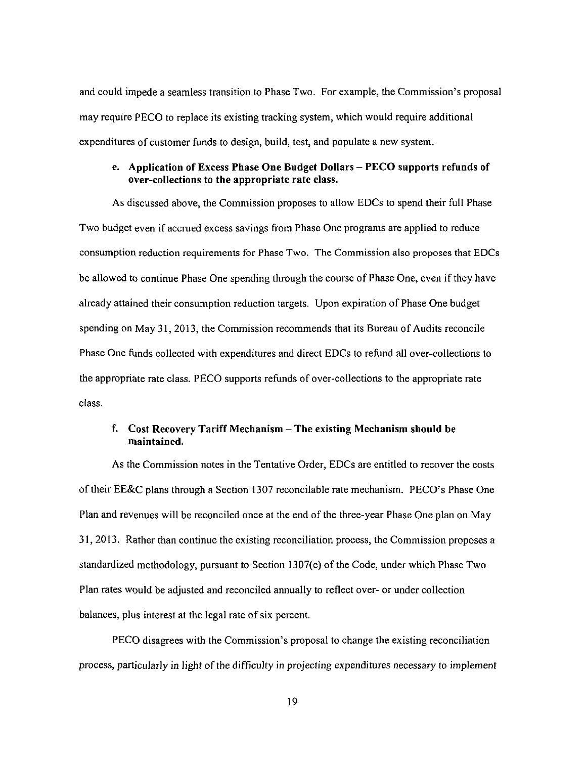and could impede a seamless transition to Phase Two. For example, the Commission's proposal may require PECO to replace its existing tracking system, which would require additional expenditures of customer funds to design, build, test, and populate a new system.

**e. Application of Excess Phase One Budget Dollars – PECO supports refunds of over-collections to the appropriate rate class.**

As discussed above, the Commission proposes to allow EDCs to spend their full Phase Two budget even if accrued excess savings from Phase One programs are applied to reduce consumption reduction requirements for Phase Two. The Commission also proposes that EDCs be allowed to continue Phase One spending through the course of Phase One, even if they have already attained their consumption reduction targets. Upon expiration of Phase One budget spending on May 31, 2013, the Commission recommends that its Bureau of Audits reconcile Phase One funds collected with expenditures and direct EDCs to refund all over-collections to the appropriate rate class. PECO supports refunds of over-collections to the appropriate rate class.

**f. Cost Recovery Tariff Mechanism – The existing Mechanism should be maintained.**

As the Commission notes in the Tentative Order, EDCs are entitled to recover the costs of their EE&C plans through a Section 1307 reconcilable rate mechanism. PECO's Phase One Plan and revenues will be reconciled once at the end of the three-year Phase One plan on May 31, 2013. Rather than continue the existing reconciliation process, the Commission proposes a standardized methodology, pursuant to Section 1307(e) of the Code, under which Phase Two Plan rates would be adjusted and reconciled annually to reflect over- or under collection balances, plus interest at the legal rate of six percent.

PECO disagrees with the Commission's proposal to change the existing reconciliation process, particularly in light of the difficulty in projecting expenditures necessary to implement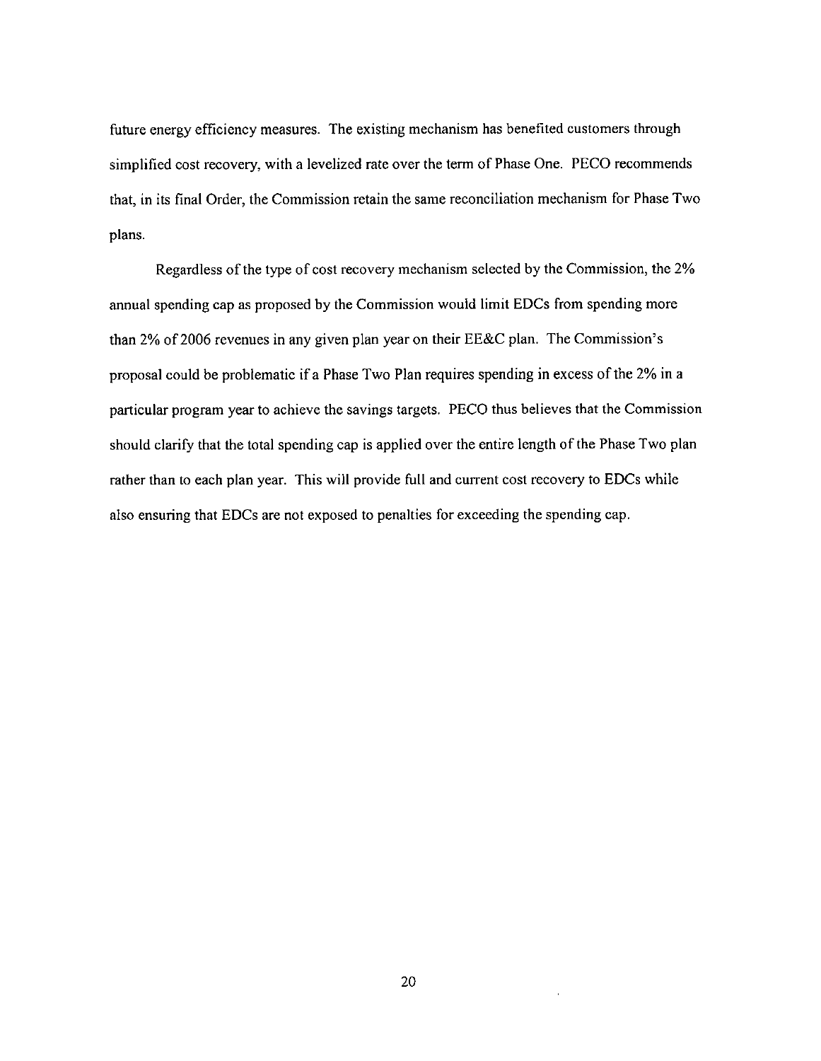future energy efficiency measures. The existing mechanism has benefited customers through simplified cost recovery, with a levelized rate over the term of Phase One. PECO recommends that, in its final Order, the Commission retain the same reconciliation mechanism for Phase Two plans.

Regardless of the type of cost recovery mechanism selected by the Commission, the 2% annual spending cap as proposed by the Commission would limit EDCs from spending more than 2% of 2006 revenues in any given plan year on their EE&C plan. The Commission's proposal could be problematic if a Phase Two Plan requires spending in excess of the 2% in a particular program year to achieve the savings targets. PECO thus believes that the Commission should clarify that the total spending cap is applied over the entire length of the Phase Two plan rather than to each plan year. This will provide full and current cost recovery to EDCs while also ensuring that EDCs are not exposed to penalties for exceeding the spending cap.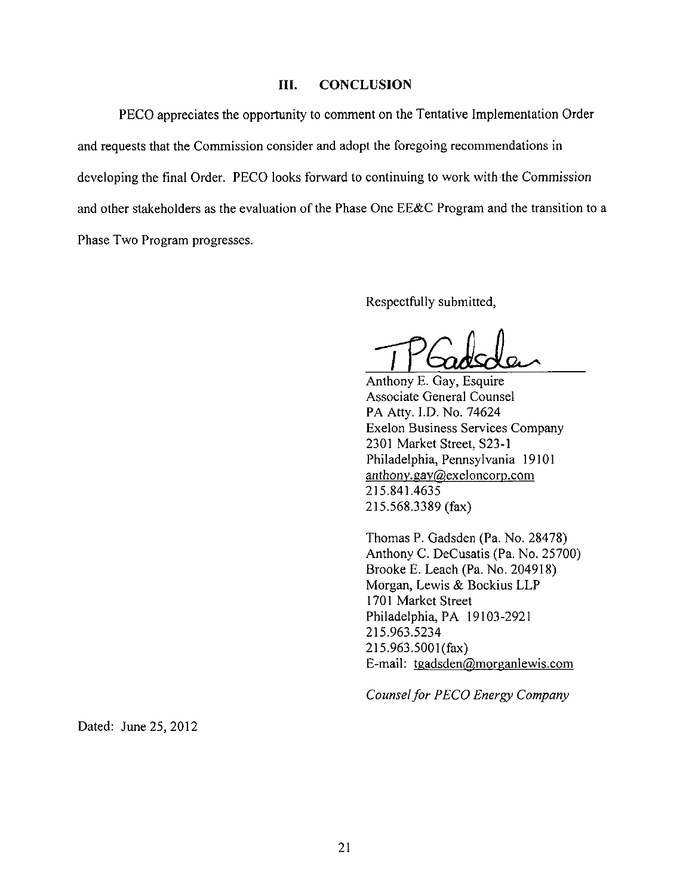## III. CONCLUSION

PECO appreciates the opportunity to comment on the Tentative Implementation Order and requests that the Commission consider and adopt the foregoing recommendations in developing the final Order. PECO looks forward to continuing to work with the Commission and other stakeholders as the evaluation of the Phase One EE&C Program and the transition to a Phase Two Program progresses.

Respectfully submitted,

Anthony E. Gay, Esquire
Associate General Counsel
PA Atty. I.D. No. 74624
Exelon Business Services Company
2301 Market Street, S23-1
Philadelphia, Pennsylvania 19101
anthony.gay@exeloncorp.com
215.841.4635
215.568.3389 (fax)

Thomas P. Gadsden (Pa. No. 28478)
Anthony C. DeCusatis (Pa. No. 25700)
Brooke E. Leach (Pa. No. 204918)
Morgan, Lewis & Bockius LLP
1701 Market Street
Philadelphia, PA 19103-2921
215.963.5234
215.963.5001(fax)
E-mail: tgadsden@morganlewis.com

*Counsel for PECO Energy Company*

Dated: June 25, 2012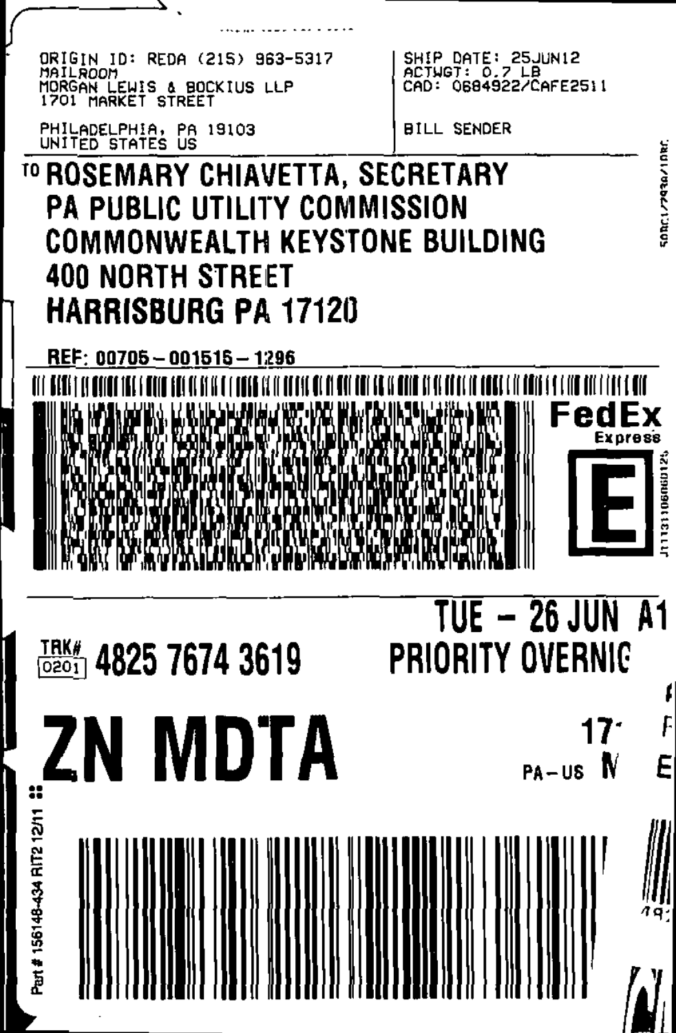ORIGIN ID: REDA (215) 963-5317
MAILROOM
MORGAN LEWIS & BOCKIUS LLP
1701 MARKET STREET

PHILADELPHIA, PA 19103
UNITED STATES US

SHIP DATE: 25JUN12
ACTWGT: 0.7 LB
CAD: 0684922/CAFE2511

BILL SENDER

TO **ROSEMARY CHIAVETTA, SECRETARY**
**PA PUBLIC UTILITY COMMISSION**
**COMMONWEALTH KEYSTONE BUILDING**
**400 NORTH STREET**
**HARRISBURG PA 17120**

REF: 00705 – 001515 – 1296

**FedEx**
Express

**E**

J11131106060125

**TUE – 26 JUN A1**
**PRIORITY OVERNIG**

TRK# 0201 **4825 7674 3619**

**ZN MDTA**

**17**
PA-US

Part # 156148-434 RIT2 12/11